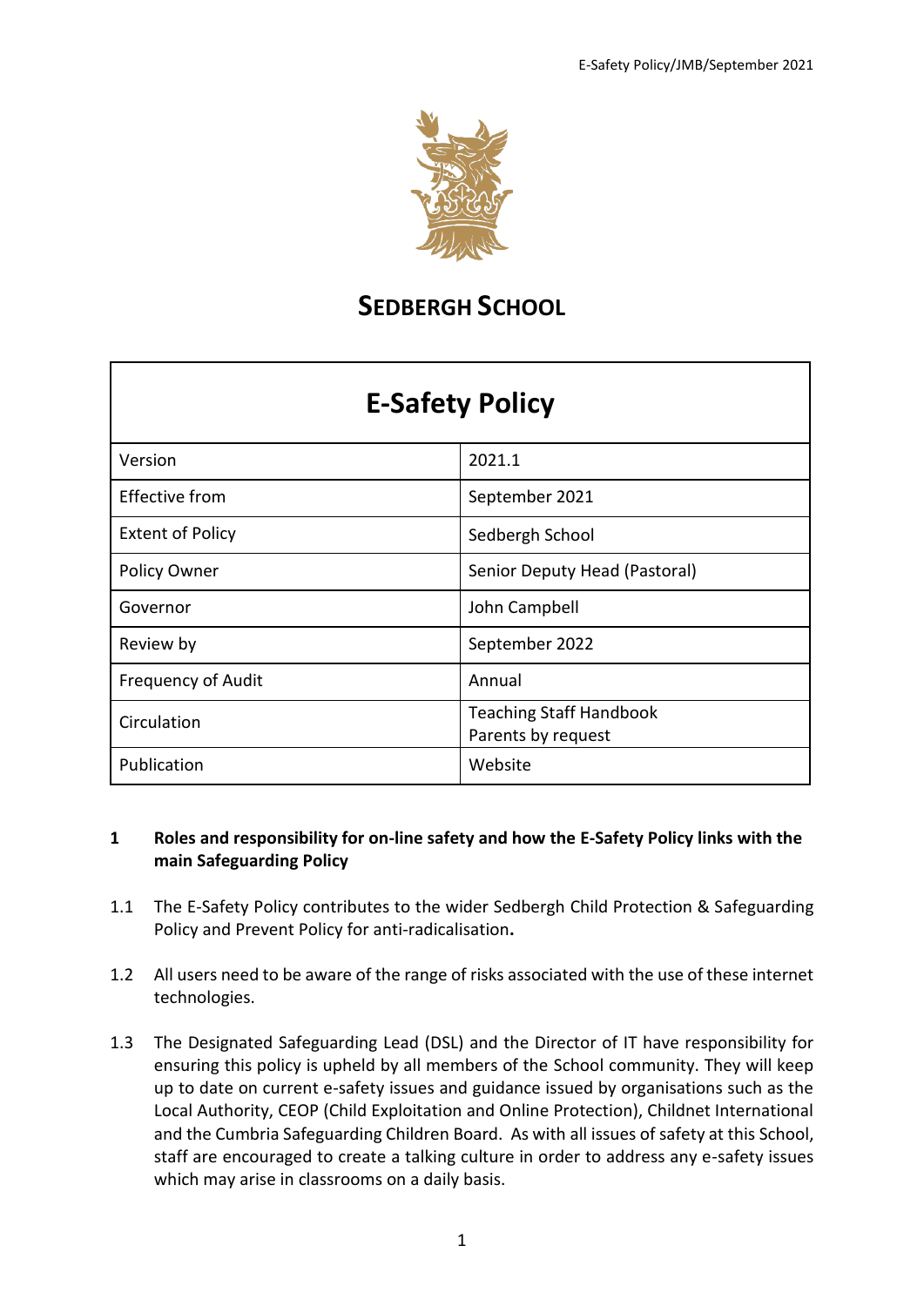# SEDBERGH SCHOOL

| E-Safety Policy | |
|---|---|
| Version | 2021.1 |
| Effective from | September 2021 |
| Extent of Policy | Sedbergh School |
| Policy Owner | Senior Deputy Head (Pastoral) |
| Governor | John Campbell |
| Review by | September 2022 |
| Frequency of Audit | Annual |
| Circulation | Teaching Staff Handbook<br>Parents by request |
| Publication | Website |

## 1 Roles and responsibility for on-line safety and how the E-Safety Policy links with the main Safeguarding Policy

1.1 The E-Safety Policy contributes to the wider Sedbergh Child Protection & Safeguarding Policy and Prevent Policy for anti-radicalisation**.**

1.2 All users need to be aware of the range of risks associated with the use of these internet technologies.

1.3 The Designated Safeguarding Lead (DSL) and the Director of IT have responsibility for ensuring this policy is upheld by all members of the School community. They will keep up to date on current e-safety issues and guidance issued by organisations such as the Local Authority, CEOP (Child Exploitation and Online Protection), Childnet International and the Cumbria Safeguarding Children Board. As with all issues of safety at this School, staff are encouraged to create a talking culture in order to address any e-safety issues which may arise in classrooms on a daily basis.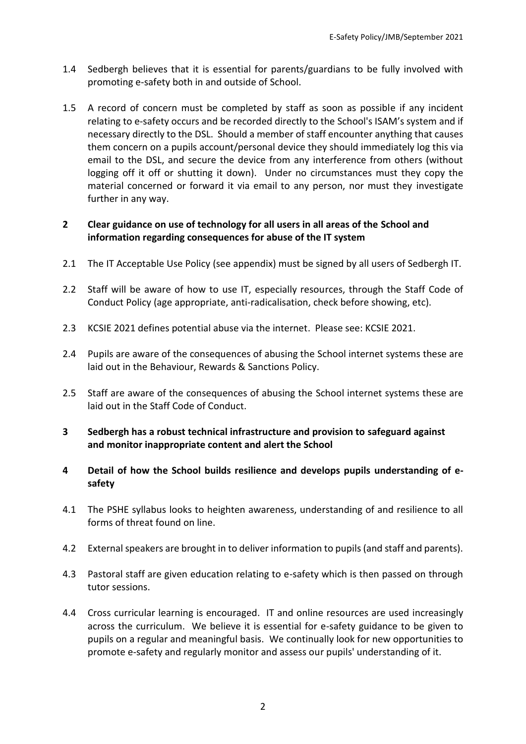1.4 Sedbergh believes that it is essential for parents/guardians to be fully involved with promoting e-safety both in and outside of School.

1.5 A record of concern must be completed by staff as soon as possible if any incident relating to e-safety occurs and be recorded directly to the School's ISAM's system and if necessary directly to the DSL. Should a member of staff encounter anything that causes them concern on a pupils account/personal device they should immediately log this via email to the DSL, and secure the device from any interference from others (without logging off it off or shutting it down). Under no circumstances must they copy the material concerned or forward it via email to any person, nor must they investigate further in any way.

## 2 Clear guidance on use of technology for all users in all areas of the School and information regarding consequences for abuse of the IT system

2.1 The IT Acceptable Use Policy (see appendix) must be signed by all users of Sedbergh IT.

2.2 Staff will be aware of how to use IT, especially resources, through the Staff Code of Conduct Policy (age appropriate, anti-radicalisation, check before showing, etc).

2.3 KCSIE 2021 defines potential abuse via the internet. Please see: KCSIE 2021.

2.4 Pupils are aware of the consequences of abusing the School internet systems these are laid out in the Behaviour, Rewards & Sanctions Policy.

2.5 Staff are aware of the consequences of abusing the School internet systems these are laid out in the Staff Code of Conduct.

## 3 Sedbergh has a robust technical infrastructure and provision to safeguard against and monitor inappropriate content and alert the School

## 4 Detail of how the School builds resilience and develops pupils understanding of e-safety

4.1 The PSHE syllabus looks to heighten awareness, understanding of and resilience to all forms of threat found on line.

4.2 External speakers are brought in to deliver information to pupils (and staff and parents).

4.3 Pastoral staff are given education relating to e-safety which is then passed on through tutor sessions.

4.4 Cross curricular learning is encouraged. IT and online resources are used increasingly across the curriculum. We believe it is essential for e-safety guidance to be given to pupils on a regular and meaningful basis. We continually look for new opportunities to promote e-safety and regularly monitor and assess our pupils' understanding of it.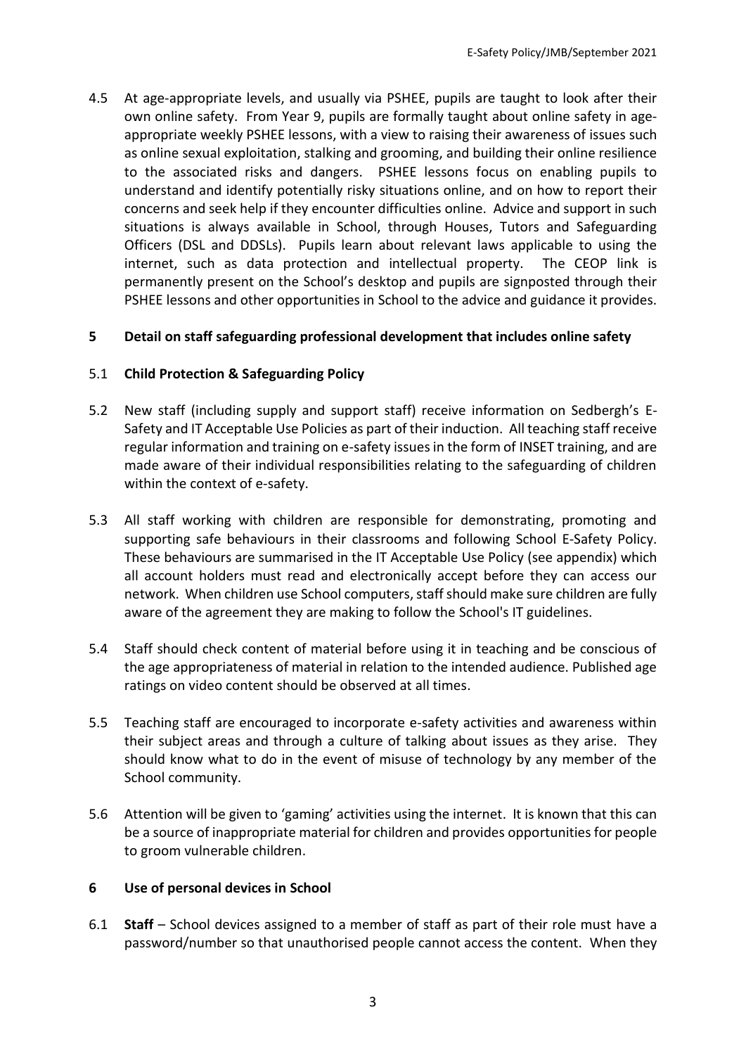4.5 At age-appropriate levels, and usually via PSHEE, pupils are taught to look after their own online safety. From Year 9, pupils are formally taught about online safety in age-appropriate weekly PSHEE lessons, with a view to raising their awareness of issues such as online sexual exploitation, stalking and grooming, and building their online resilience to the associated risks and dangers. PSHEE lessons focus on enabling pupils to understand and identify potentially risky situations online, and on how to report their concerns and seek help if they encounter difficulties online. Advice and support in such situations is always available in School, through Houses, Tutors and Safeguarding Officers (DSL and DDSLs). Pupils learn about relevant laws applicable to using the internet, such as data protection and intellectual property. The CEOP link is permanently present on the School's desktop and pupils are signposted through their PSHEE lessons and other opportunities in School to the advice and guidance it provides.

## 5 Detail on staff safeguarding professional development that includes online safety

5.1 **Child Protection & Safeguarding Policy**

5.2 New staff (including supply and support staff) receive information on Sedbergh's E-Safety and IT Acceptable Use Policies as part of their induction. All teaching staff receive regular information and training on e-safety issues in the form of INSET training, and are made aware of their individual responsibilities relating to the safeguarding of children within the context of e-safety.

5.3 All staff working with children are responsible for demonstrating, promoting and supporting safe behaviours in their classrooms and following School E-Safety Policy. These behaviours are summarised in the IT Acceptable Use Policy (see appendix) which all account holders must read and electronically accept before they can access our network. When children use School computers, staff should make sure children are fully aware of the agreement they are making to follow the School's IT guidelines.

5.4 Staff should check content of material before using it in teaching and be conscious of the age appropriateness of material in relation to the intended audience. Published age ratings on video content should be observed at all times.

5.5 Teaching staff are encouraged to incorporate e-safety activities and awareness within their subject areas and through a culture of talking about issues as they arise. They should know what to do in the event of misuse of technology by any member of the School community.

5.6 Attention will be given to 'gaming' activities using the internet. It is known that this can be a source of inappropriate material for children and provides opportunities for people to groom vulnerable children.

## 6 Use of personal devices in School

6.1 **Staff** – School devices assigned to a member of staff as part of their role must have a password/number so that unauthorised people cannot access the content. When they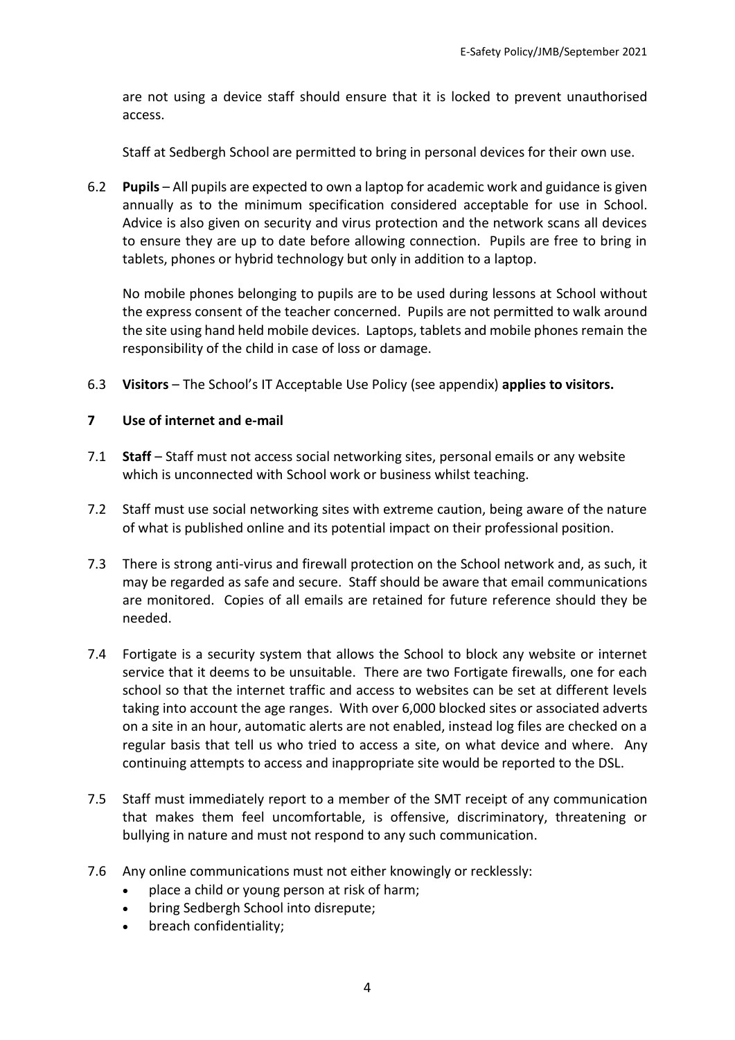are not using a device staff should ensure that it is locked to prevent unauthorised access.

Staff at Sedbergh School are permitted to bring in personal devices for their own use.

6.2 **Pupils** – All pupils are expected to own a laptop for academic work and guidance is given annually as to the minimum specification considered acceptable for use in School. Advice is also given on security and virus protection and the network scans all devices to ensure they are up to date before allowing connection. Pupils are free to bring in tablets, phones or hybrid technology but only in addition to a laptop.

No mobile phones belonging to pupils are to be used during lessons at School without the express consent of the teacher concerned. Pupils are not permitted to walk around the site using hand held mobile devices. Laptops, tablets and mobile phones remain the responsibility of the child in case of loss or damage.

6.3 **Visitors** – The School's IT Acceptable Use Policy (see appendix) **applies to visitors.**

## 7 Use of internet and e-mail

7.1 **Staff** – Staff must not access social networking sites, personal emails or any website which is unconnected with School work or business whilst teaching.

7.2 Staff must use social networking sites with extreme caution, being aware of the nature of what is published online and its potential impact on their professional position.

7.3 There is strong anti-virus and firewall protection on the School network and, as such, it may be regarded as safe and secure. Staff should be aware that email communications are monitored. Copies of all emails are retained for future reference should they be needed.

7.4 Fortigate is a security system that allows the School to block any website or internet service that it deems to be unsuitable. There are two Fortigate firewalls, one for each school so that the internet traffic and access to websites can be set at different levels taking into account the age ranges. With over 6,000 blocked sites or associated adverts on a site in an hour, automatic alerts are not enabled, instead log files are checked on a regular basis that tell us who tried to access a site, on what device and where. Any continuing attempts to access and inappropriate site would be reported to the DSL.

7.5 Staff must immediately report to a member of the SMT receipt of any communication that makes them feel uncomfortable, is offensive, discriminatory, threatening or bullying in nature and must not respond to any such communication.

7.6 Any online communications must not either knowingly or recklessly:

- place a child or young person at risk of harm;
- bring Sedbergh School into disrepute;
- breach confidentiality;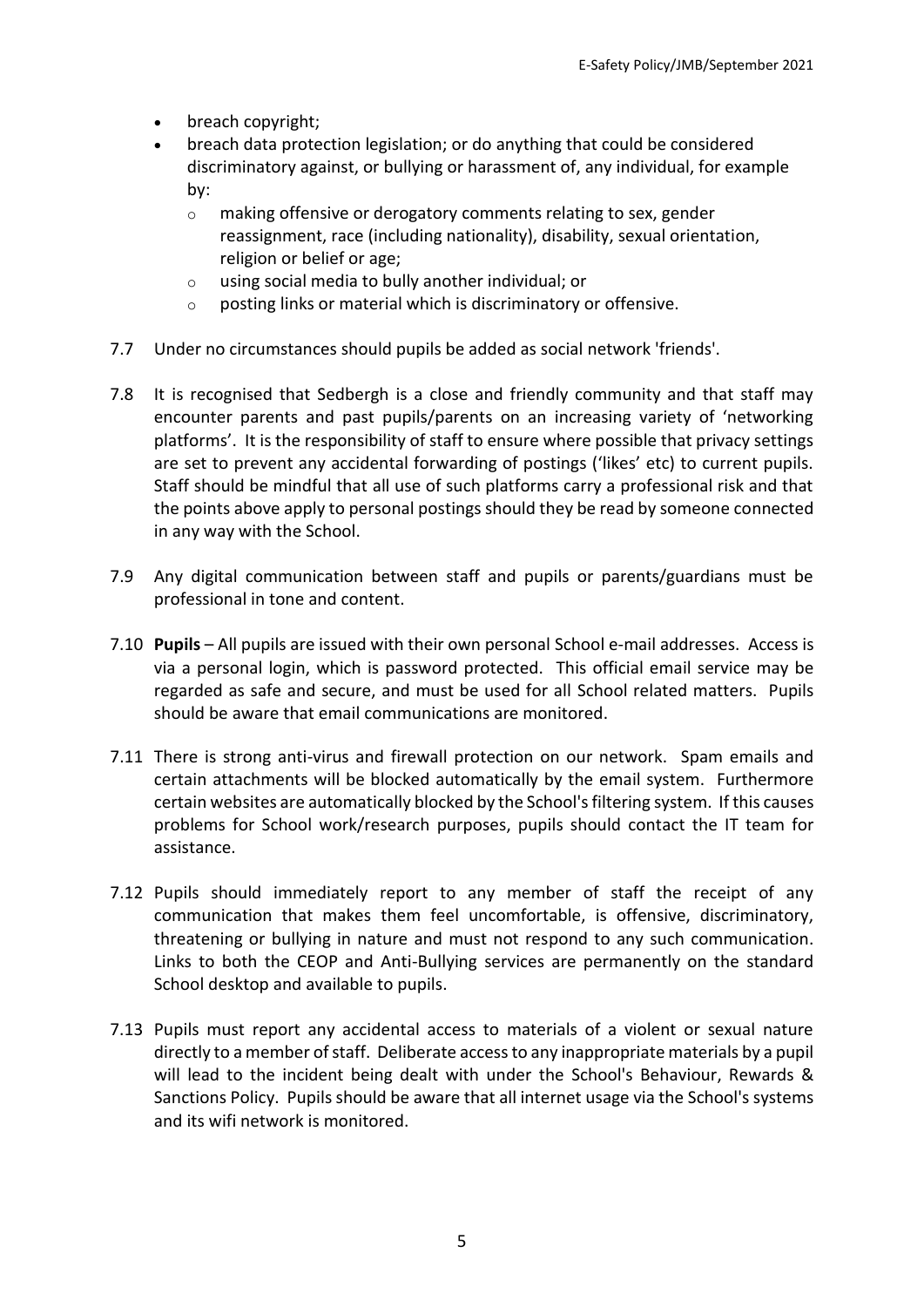- breach copyright;
- breach data protection legislation; or do anything that could be considered discriminatory against, or bullying or harassment of, any individual, for example by:
  - making offensive or derogatory comments relating to sex, gender reassignment, race (including nationality), disability, sexual orientation, religion or belief or age;
  - using social media to bully another individual; or
  - posting links or material which is discriminatory or offensive.

7.7 Under no circumstances should pupils be added as social network 'friends'.

7.8 It is recognised that Sedbergh is a close and friendly community and that staff may encounter parents and past pupils/parents on an increasing variety of 'networking platforms'. It is the responsibility of staff to ensure where possible that privacy settings are set to prevent any accidental forwarding of postings ('likes' etc) to current pupils. Staff should be mindful that all use of such platforms carry a professional risk and that the points above apply to personal postings should they be read by someone connected in any way with the School.

7.9 Any digital communication between staff and pupils or parents/guardians must be professional in tone and content.

7.10 **Pupils** – All pupils are issued with their own personal School e-mail addresses. Access is via a personal login, which is password protected. This official email service may be regarded as safe and secure, and must be used for all School related matters. Pupils should be aware that email communications are monitored.

7.11 There is strong anti-virus and firewall protection on our network. Spam emails and certain attachments will be blocked automatically by the email system. Furthermore certain websites are automatically blocked by the School's filtering system. If this causes problems for School work/research purposes, pupils should contact the IT team for assistance.

7.12 Pupils should immediately report to any member of staff the receipt of any communication that makes them feel uncomfortable, is offensive, discriminatory, threatening or bullying in nature and must not respond to any such communication. Links to both the CEOP and Anti-Bullying services are permanently on the standard School desktop and available to pupils.

7.13 Pupils must report any accidental access to materials of a violent or sexual nature directly to a member of staff. Deliberate access to any inappropriate materials by a pupil will lead to the incident being dealt with under the School's Behaviour, Rewards & Sanctions Policy. Pupils should be aware that all internet usage via the School's systems and its wifi network is monitored.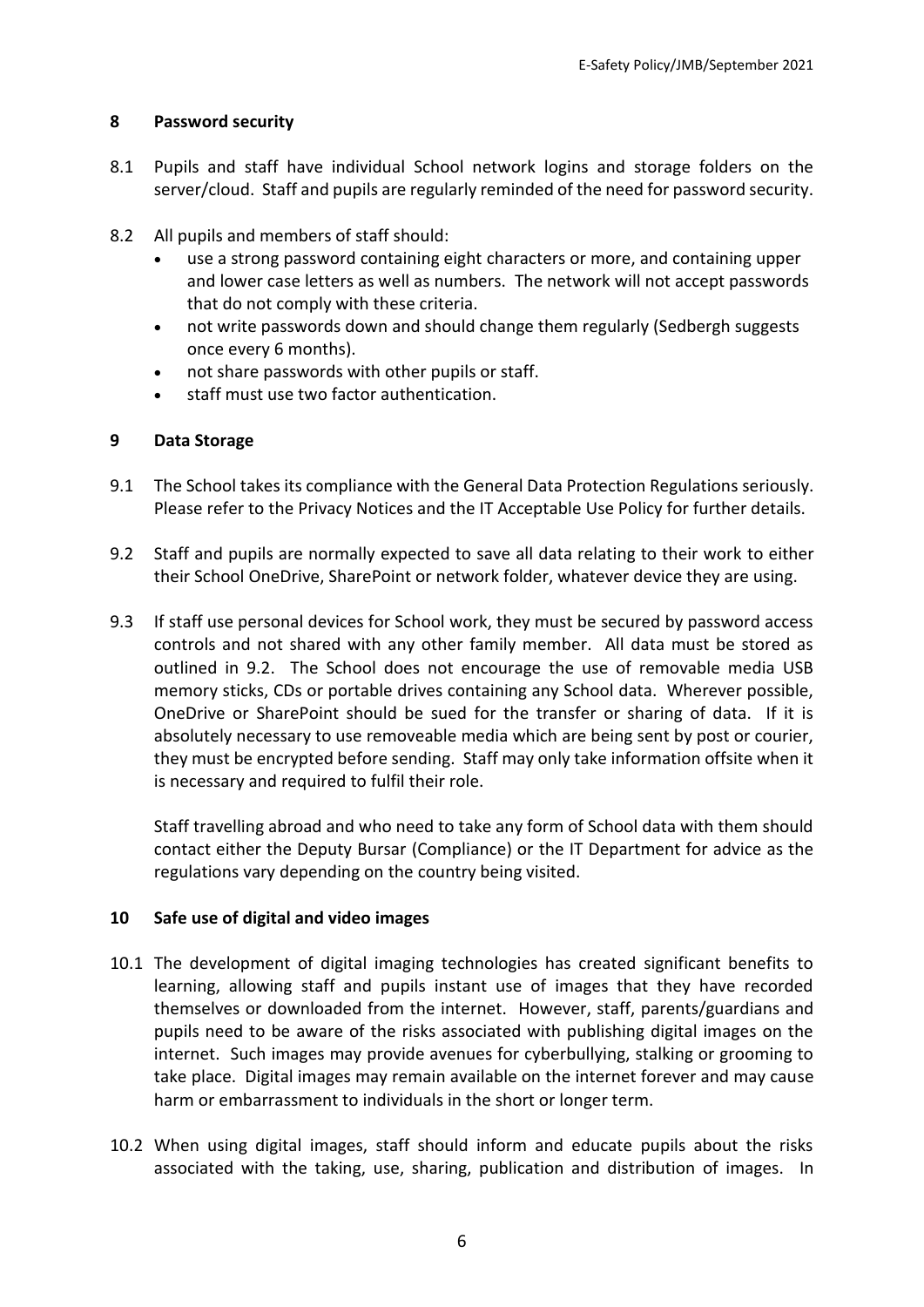## 8 Password security

8.1 Pupils and staff have individual School network logins and storage folders on the server/cloud. Staff and pupils are regularly reminded of the need for password security.

8.2 All pupils and members of staff should:

- use a strong password containing eight characters or more, and containing upper and lower case letters as well as numbers. The network will not accept passwords that do not comply with these criteria.
- not write passwords down and should change them regularly (Sedbergh suggests once every 6 months).
- not share passwords with other pupils or staff.
- staff must use two factor authentication.

## 9 Data Storage

9.1 The School takes its compliance with the General Data Protection Regulations seriously. Please refer to the Privacy Notices and the IT Acceptable Use Policy for further details.

9.2 Staff and pupils are normally expected to save all data relating to their work to either their School OneDrive, SharePoint or network folder, whatever device they are using.

9.3 If staff use personal devices for School work, they must be secured by password access controls and not shared with any other family member. All data must be stored as outlined in 9.2. The School does not encourage the use of removable media USB memory sticks, CDs or portable drives containing any School data. Wherever possible, OneDrive or SharePoint should be sued for the transfer or sharing of data. If it is absolutely necessary to use removeable media which are being sent by post or courier, they must be encrypted before sending. Staff may only take information offsite when it is necessary and required to fulfil their role.

Staff travelling abroad and who need to take any form of School data with them should contact either the Deputy Bursar (Compliance) or the IT Department for advice as the regulations vary depending on the country being visited.

## 10 Safe use of digital and video images

10.1 The development of digital imaging technologies has created significant benefits to learning, allowing staff and pupils instant use of images that they have recorded themselves or downloaded from the internet. However, staff, parents/guardians and pupils need to be aware of the risks associated with publishing digital images on the internet. Such images may provide avenues for cyberbullying, stalking or grooming to take place. Digital images may remain available on the internet forever and may cause harm or embarrassment to individuals in the short or longer term.

10.2 When using digital images, staff should inform and educate pupils about the risks associated with the taking, use, sharing, publication and distribution of images. In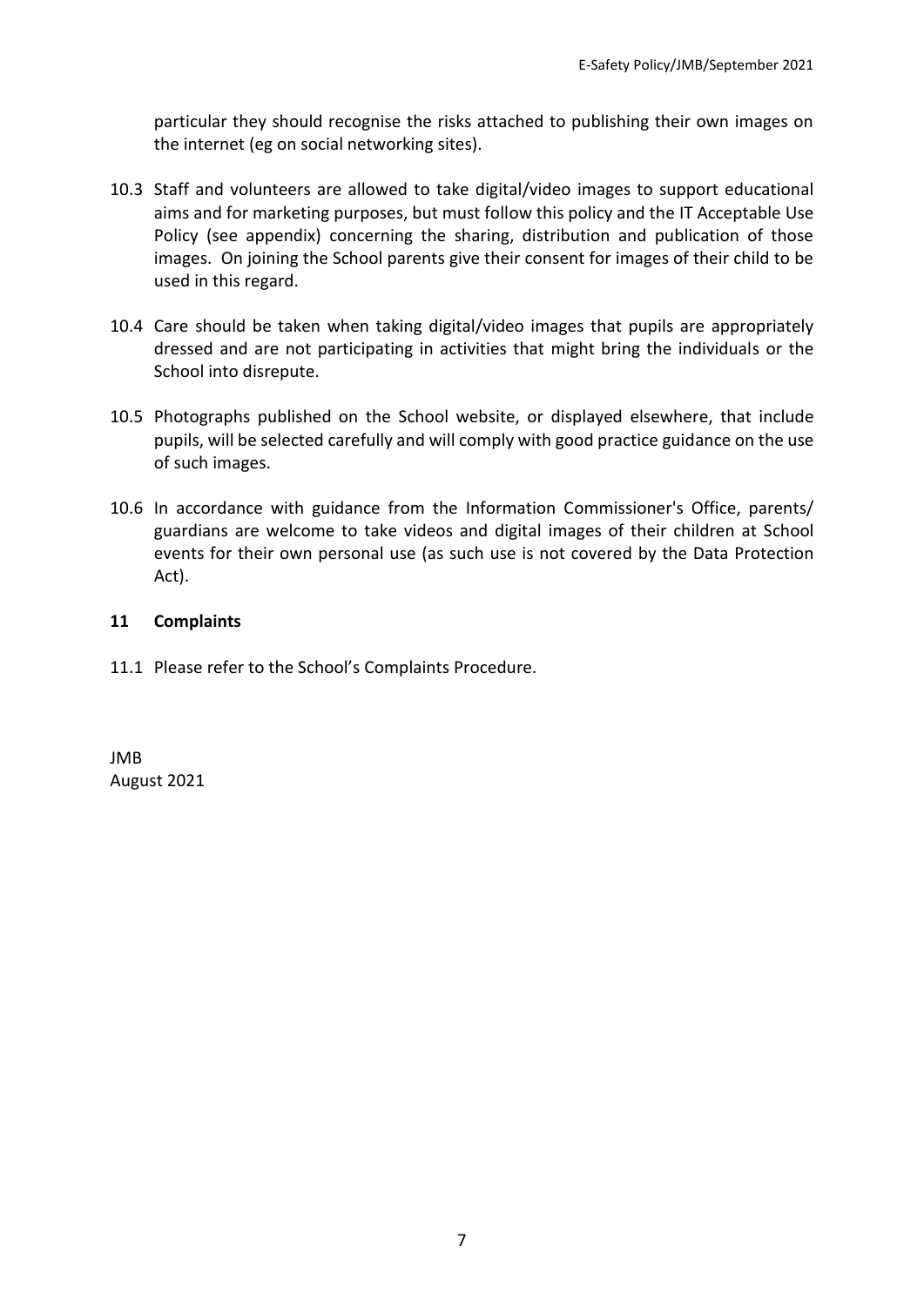particular they should recognise the risks attached to publishing their own images on the internet (eg on social networking sites).

10.3 Staff and volunteers are allowed to take digital/video images to support educational aims and for marketing purposes, but must follow this policy and the IT Acceptable Use Policy (see appendix) concerning the sharing, distribution and publication of those images. On joining the School parents give their consent for images of their child to be used in this regard.

10.4 Care should be taken when taking digital/video images that pupils are appropriately dressed and are not participating in activities that might bring the individuals or the School into disrepute.

10.5 Photographs published on the School website, or displayed elsewhere, that include pupils, will be selected carefully and will comply with good practice guidance on the use of such images.

10.6 In accordance with guidance from the Information Commissioner's Office, parents/ guardians are welcome to take videos and digital images of their children at School events for their own personal use (as such use is not covered by the Data Protection Act).

## 11 Complaints

11.1 Please refer to the School's Complaints Procedure.

JMB
August 2021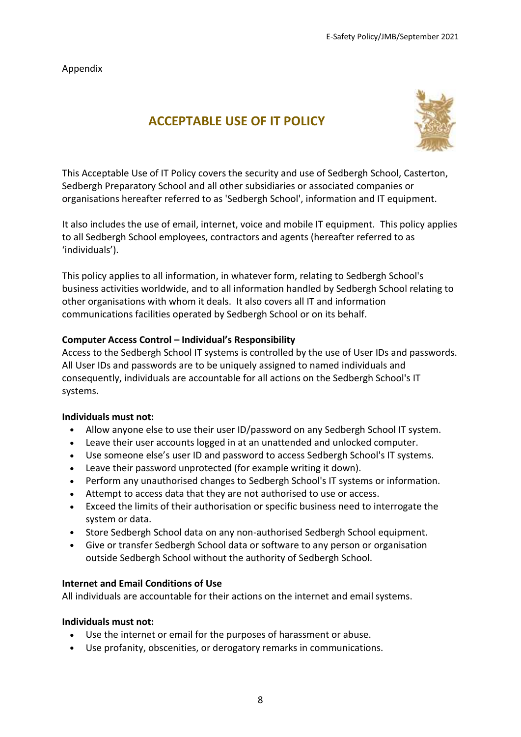Appendix

# ACCEPTABLE USE OF IT POLICY

This Acceptable Use of IT Policy covers the security and use of Sedbergh School, Casterton, Sedbergh Preparatory School and all other subsidiaries or associated companies or organisations hereafter referred to as 'Sedbergh School', information and IT equipment.

It also includes the use of email, internet, voice and mobile IT equipment. This policy applies to all Sedbergh School employees, contractors and agents (hereafter referred to as 'individuals').

This policy applies to all information, in whatever form, relating to Sedbergh School's business activities worldwide, and to all information handled by Sedbergh School relating to other organisations with whom it deals. It also covers all IT and information communications facilities operated by Sedbergh School or on its behalf.

**Computer Access Control – Individual's Responsibility**

Access to the Sedbergh School IT systems is controlled by the use of User IDs and passwords. All User IDs and passwords are to be uniquely assigned to named individuals and consequently, individuals are accountable for all actions on the Sedbergh School's IT systems.

**Individuals must not:**

- Allow anyone else to use their user ID/password on any Sedbergh School IT system.
- Leave their user accounts logged in at an unattended and unlocked computer.
- Use someone else's user ID and password to access Sedbergh School's IT systems.
- Leave their password unprotected (for example writing it down).
- Perform any unauthorised changes to Sedbergh School's IT systems or information.
- Attempt to access data that they are not authorised to use or access.
- Exceed the limits of their authorisation or specific business need to interrogate the system or data.
- Store Sedbergh School data on any non-authorised Sedbergh School equipment.
- Give or transfer Sedbergh School data or software to any person or organisation outside Sedbergh School without the authority of Sedbergh School.

**Internet and Email Conditions of Use**

All individuals are accountable for their actions on the internet and email systems.

**Individuals must not:**

- Use the internet or email for the purposes of harassment or abuse.
- Use profanity, obscenities, or derogatory remarks in communications.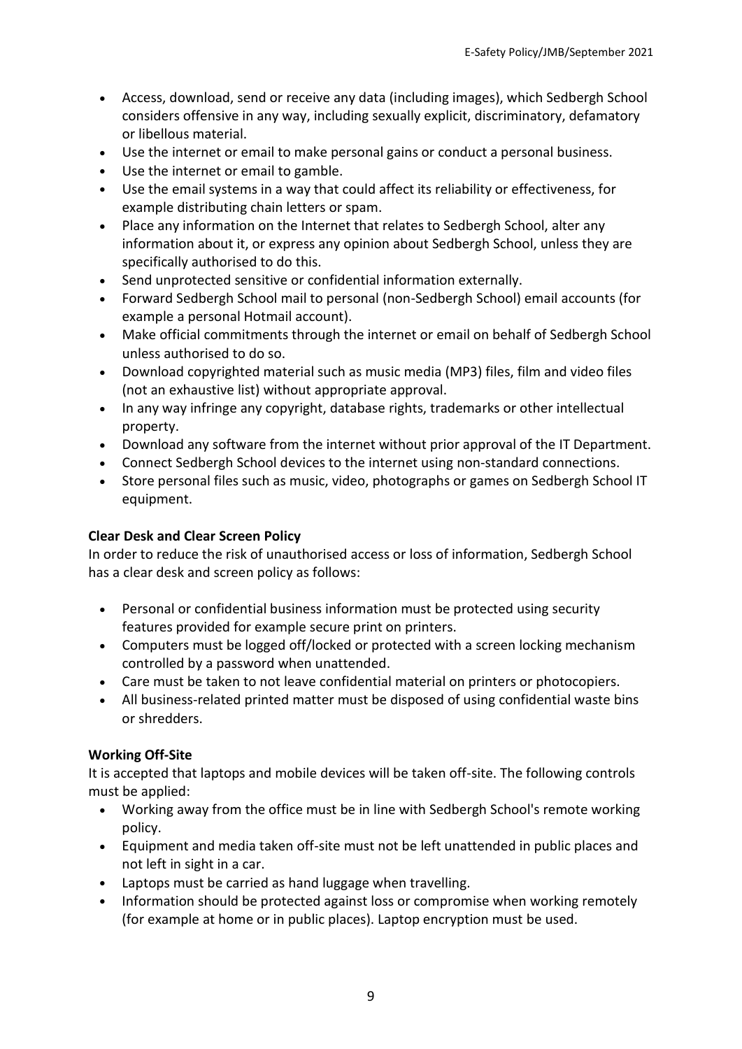- Access, download, send or receive any data (including images), which Sedbergh School considers offensive in any way, including sexually explicit, discriminatory, defamatory or libellous material.
- Use the internet or email to make personal gains or conduct a personal business.
- Use the internet or email to gamble.
- Use the email systems in a way that could affect its reliability or effectiveness, for example distributing chain letters or spam.
- Place any information on the Internet that relates to Sedbergh School, alter any information about it, or express any opinion about Sedbergh School, unless they are specifically authorised to do this.
- Send unprotected sensitive or confidential information externally.
- Forward Sedbergh School mail to personal (non-Sedbergh School) email accounts (for example a personal Hotmail account).
- Make official commitments through the internet or email on behalf of Sedbergh School unless authorised to do so.
- Download copyrighted material such as music media (MP3) files, film and video files (not an exhaustive list) without appropriate approval.
- In any way infringe any copyright, database rights, trademarks or other intellectual property.
- Download any software from the internet without prior approval of the IT Department.
- Connect Sedbergh School devices to the internet using non-standard connections.
- Store personal files such as music, video, photographs or games on Sedbergh School IT equipment.

**Clear Desk and Clear Screen Policy**

In order to reduce the risk of unauthorised access or loss of information, Sedbergh School has a clear desk and screen policy as follows:

- Personal or confidential business information must be protected using security features provided for example secure print on printers.
- Computers must be logged off/locked or protected with a screen locking mechanism controlled by a password when unattended.
- Care must be taken to not leave confidential material on printers or photocopiers.
- All business-related printed matter must be disposed of using confidential waste bins or shredders.

**Working Off-Site**

It is accepted that laptops and mobile devices will be taken off-site. The following controls must be applied:

- Working away from the office must be in line with Sedbergh School's remote working policy.
- Equipment and media taken off-site must not be left unattended in public places and not left in sight in a car.
- Laptops must be carried as hand luggage when travelling.
- Information should be protected against loss or compromise when working remotely (for example at home or in public places). Laptop encryption must be used.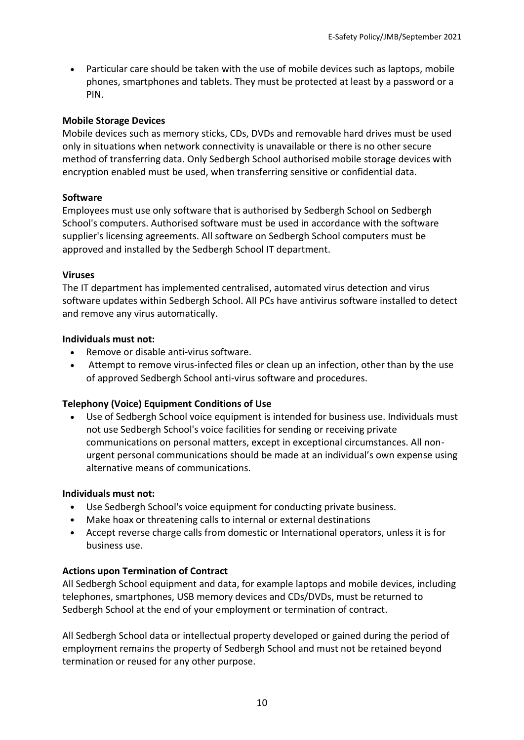- Particular care should be taken with the use of mobile devices such as laptops, mobile phones, smartphones and tablets. They must be protected at least by a password or a PIN.

**Mobile Storage Devices**

Mobile devices such as memory sticks, CDs, DVDs and removable hard drives must be used only in situations when network connectivity is unavailable or there is no other secure method of transferring data. Only Sedbergh School authorised mobile storage devices with encryption enabled must be used, when transferring sensitive or confidential data.

**Software**

Employees must use only software that is authorised by Sedbergh School on Sedbergh School's computers. Authorised software must be used in accordance with the software supplier's licensing agreements. All software on Sedbergh School computers must be approved and installed by the Sedbergh School IT department.

**Viruses**

The IT department has implemented centralised, automated virus detection and virus software updates within Sedbergh School. All PCs have antivirus software installed to detect and remove any virus automatically.

**Individuals must not:**

- Remove or disable anti-virus software.
- Attempt to remove virus-infected files or clean up an infection, other than by the use of approved Sedbergh School anti-virus software and procedures.

**Telephony (Voice) Equipment Conditions of Use**

- Use of Sedbergh School voice equipment is intended for business use. Individuals must not use Sedbergh School's voice facilities for sending or receiving private communications on personal matters, except in exceptional circumstances. All non-urgent personal communications should be made at an individual's own expense using alternative means of communications.

**Individuals must not:**

- Use Sedbergh School's voice equipment for conducting private business.
- Make hoax or threatening calls to internal or external destinations
- Accept reverse charge calls from domestic or International operators, unless it is for business use.

**Actions upon Termination of Contract**

All Sedbergh School equipment and data, for example laptops and mobile devices, including telephones, smartphones, USB memory devices and CDs/DVDs, must be returned to Sedbergh School at the end of your employment or termination of contract.

All Sedbergh School data or intellectual property developed or gained during the period of employment remains the property of Sedbergh School and must not be retained beyond termination or reused for any other purpose.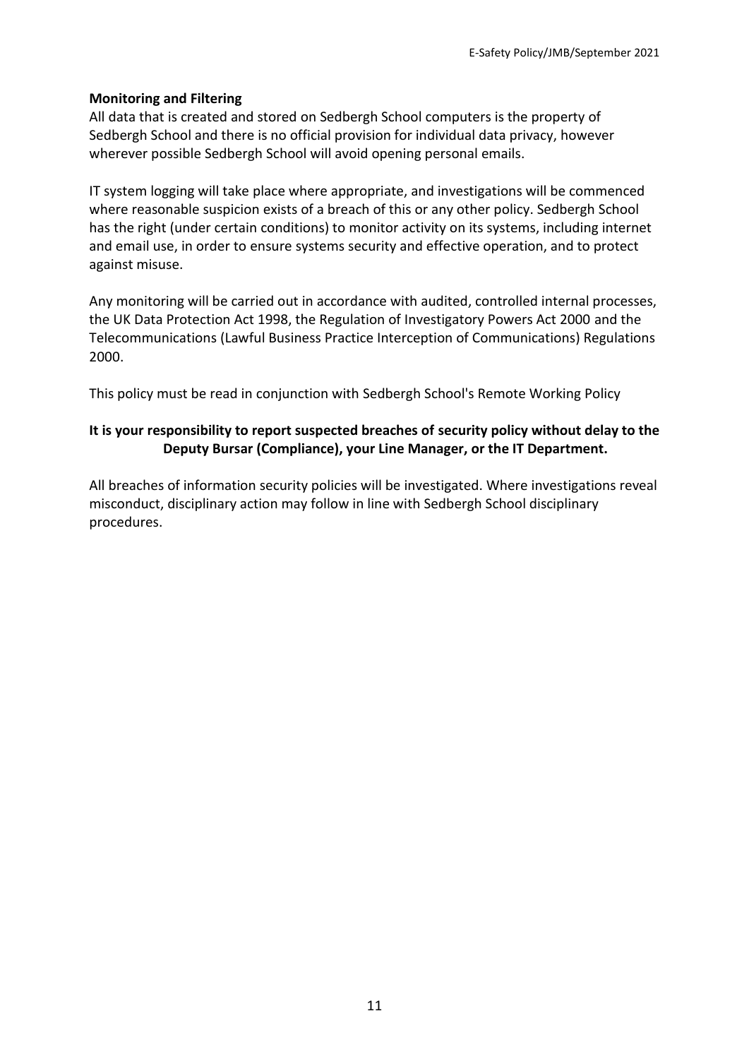**Monitoring and Filtering**

All data that is created and stored on Sedbergh School computers is the property of Sedbergh School and there is no official provision for individual data privacy, however wherever possible Sedbergh School will avoid opening personal emails.

IT system logging will take place where appropriate, and investigations will be commenced where reasonable suspicion exists of a breach of this or any other policy. Sedbergh School has the right (under certain conditions) to monitor activity on its systems, including internet and email use, in order to ensure systems security and effective operation, and to protect against misuse.

Any monitoring will be carried out in accordance with audited, controlled internal processes, the UK Data Protection Act 1998, the Regulation of Investigatory Powers Act 2000 and the Telecommunications (Lawful Business Practice Interception of Communications) Regulations 2000.

This policy must be read in conjunction with Sedbergh School's Remote Working Policy

**It is your responsibility to report suspected breaches of security policy without delay to the Deputy Bursar (Compliance), your Line Manager, or the IT Department.**

All breaches of information security policies will be investigated. Where investigations reveal misconduct, disciplinary action may follow in line with Sedbergh School disciplinary procedures.